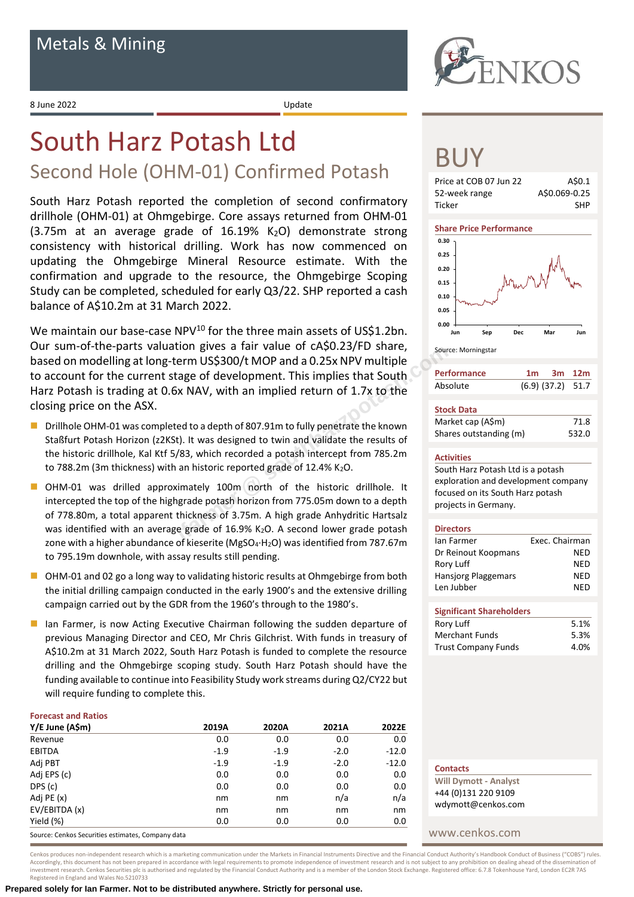Metals & Mining

8 June 2022

Update

# South Harz Potash Ltd

## Second Hole (OHM-01) Confirmed Potash

South Harz Potash reported the completion of second confirmatory drillhole (OHM-01) at Ohmgebirge. Core assays returned from OHM-01 (3.75m at an average grade of 16.19% $K_2O$) demonstrate strong consistency with historical drilling. Work has now commenced on updating the Ohmgebirge Mineral Resource estimate. With the confirmation and upgrade to the resource, the Ohmgebirge Scoping Study can be completed, scheduled for early Q3/22. SHP reported a cash balance of A$10.2m at 31 March 2022.

We maintain our base-case NPV[10] for the three main assets of US$1.2bn. Our sum-of-the-parts valuation gives a fair value of cA$0.23/FD share, based on modelling at long-term US$300/t MOP and a 0.25x NPV multiple to account for the current stage of development. This implies that South Harz Potash is trading at 0.6x NAV, with an implied return of 1.7x to the closing price on the ASX.

- Drillhole OHM-01 was completed to a depth of 807.91m to fully penetrate the known Staßfurt Potash Horizon (z2KSt). It was designed to twin and validate the results of the historic drillhole, Kal Ktf 5/83, which recorded a potash intercept from 785.2m to 788.2m (3m thickness) with an historic reported grade of 12.4% $K_2O$.
- OHM-01 was drilled approximately 100m north of the historic drillhole. It intercepted the top of the highgrade potash horizon from 775.05m down to a depth of 778.80m, a total apparent thickness of 3.75m. A high grade Anhydritic Hartsalz was identified with an average grade of 16.9% $K_2O$. A second lower grade potash zone with a higher abundance of kieserite ($MgSO_4 \cdot H_2O$) was identified from 787.67m to 795.19m downhole, with assay results still pending.
- OHM-01 and 02 go a long way to validating historic results at Ohmgebirge from both the initial drilling campaign conducted in the early 1900's and the extensive drilling campaign carried out by the GDR from the 1960's through to the 1980's.
- Ian Farmer, is now Acting Executive Chairman following the sudden departure of previous Managing Director and CEO, Mr Chris Gilchrist. With funds in treasury of A$10.2m at 31 March 2022, South Harz Potash is funded to complete the resource drilling and the Ohmgebirge scoping study. South Harz Potash should have the funding available to continue into Feasibility Study work streams during Q2/CY22 but will require funding to complete this.

**Forecast and Ratios**

| Y/E June (A$m) | 2019A | 2020A | 2021A | 2022E |
|---|---|---|---|---|
| Revenue | 0.0 | 0.0 | 0.0 | 0.0 |
| EBITDA | -1.9 | -1.9 | -2.0 | -12.0 |
| Adj PBT | -1.9 | -1.9 | -2.0 | -12.0 |
| Adj EPS (c) | 0.0 | 0.0 | 0.0 | 0.0 |
| DPS (c) | 0.0 | 0.0 | 0.0 | 0.0 |
| Adj PE (x) | nm | nm | n/a | n/a |
| EV/EBITDA (x) | nm | nm | nm | nm |
| Yield (%) | 0.0 | 0.0 | 0.0 | 0.0 |

Source: Cenkos Securities estimates, Company data

# BUY

| | |
|---|---|
| Price at COB 07 Jun 22 | A$0.1 |
| 52-week range | A$0.069-0.25 |
| Ticker | SHP |

**Share Price Performance**

Source: Morningstar

| Performance | 1m | 3m | 12m |
|---|---|---|---|
| Absolute | (6.9) | (37.2) | 51.7 |

**Stock Data**

| | |
|---|---|
| Market cap (A$m) | 71.8 |
| Shares outstanding (m) | 532.0 |

**Activities**

South Harz Potash Ltd is a potash exploration and development company focused on its South Harz potash projects in Germany.

**Directors**

| | |
|---|---|
| Ian Farmer | Exec. Chairman |
| Dr Reinout Koopmans | NED |
| Rory Luff | NED |
| Hansjorg Plaggemars | NED |
| Len Jubber | NED |

**Significant Shareholders**

| | |
|---|---|
| Rory Luff | 5.1% |
| Merchant Funds | 5.3% |
| Trust Company Funds | 4.0% |

**Contacts**

Will Dymott - Analyst
+44 (0)131 220 9109
wdymott@cenkos.com

www.cenkos.com

Cenkos produces non-independent research which is a marketing communication under the Markets in Financial Instruments Directive and the Financial Conduct Authority's Handbook Conduct of Business ("COBS") rules. Accordingly, this document has not been prepared in accordance with legal requirements to promote independence of investment research and is not subject to any prohibition on dealing ahead of the dissemination of investment research. Cenkos Securities plc is authorised and regulated by the Financial Conduct Authority and is a member of the London Stock Exchange. Registered office: 6.7.8 Tokenhouse Yard, London EC2R 7AS Registered in England and Wales No.5210733

**Prepared solely for Ian Farmer. Not to be distributed anywhere. Strictly for personal use.**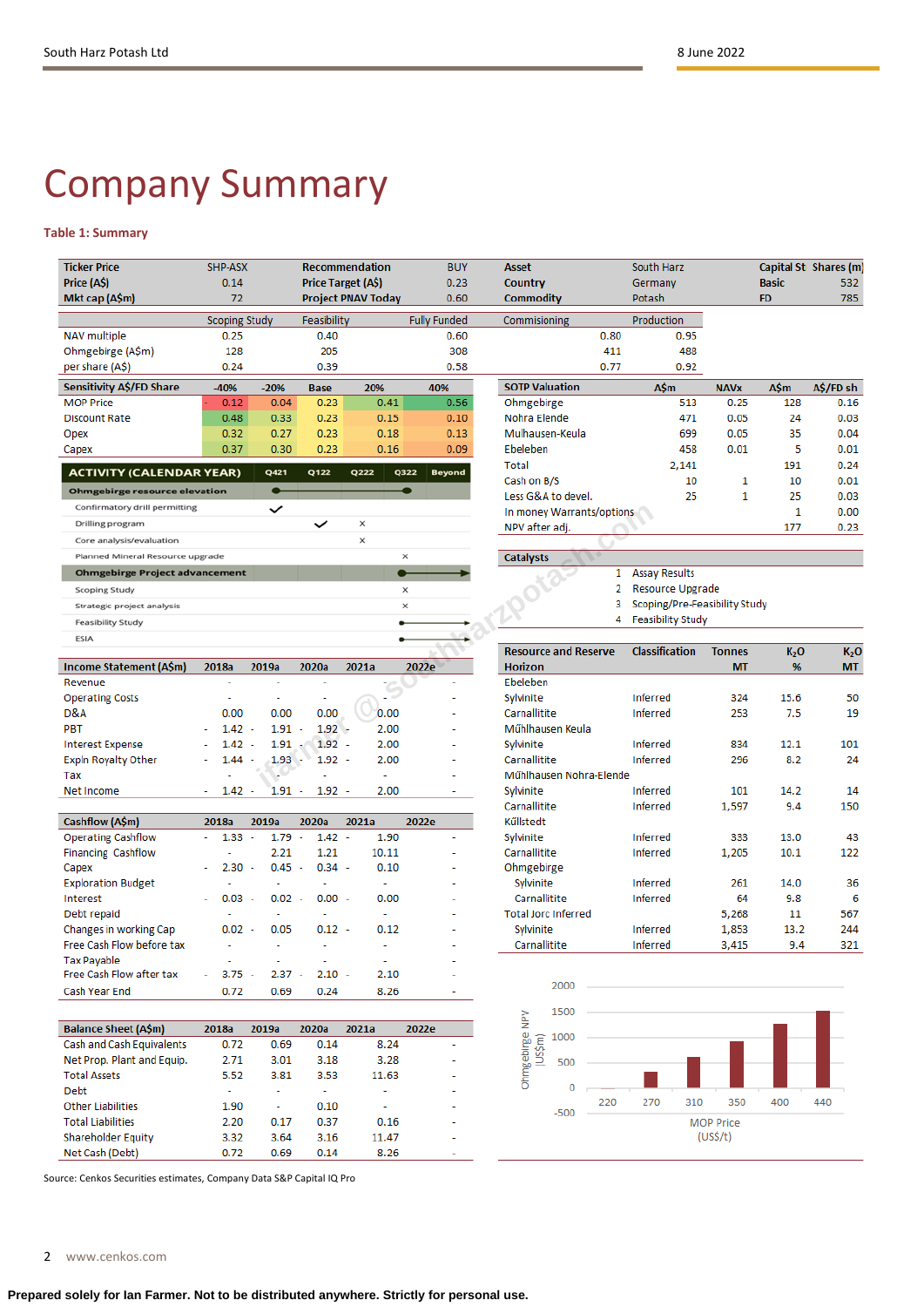# Company Summary

**Table 1: Summary**

| Ticker Price | SHP-ASX | Recommendation | BUY | Asset | South Harz | Capital St | Shares (m) |
|---|---|---|---|---|---|---|---|
| Price (A$) | 0.14 | Price Target (A$) | 0.23 | Country | Germany | Basic | 532 |
| Mkt cap (A$m) | 72 | Project PNAV Today | 0.60 | Commodity | Potash | FD | 785 |

| | Scoping Study | Feasibility | Fully Funded | Commisioning | Production |
|---|---|---|---|---|---|
| NAV multiple | 0.25 | 0.40 | 0.60 | 0.80 | 0.95 |
| Ohmgebirge (A$m) | 128 | 205 | 308 | 411 | 488 |
| per share (A$) | 0.24 | 0.39 | 0.58 | 0.77 | 0.92 |

| Sensitivity A$/FD Share | -40% | -20% | Base | 20% | 40% |
|---|---|---|---|---|---|
| MOP Price | 0.12 | 0.04 | 0.23 | 0.41 | 0.56 |
| Discount Rate | 0.48 | 0.33 | 0.23 | 0.15 | 0.10 |
| Opex | 0.32 | 0.27 | 0.23 | 0.18 | 0.13 |
| Capex | 0.37 | 0.30 | 0.23 | 0.16 | 0.09 |

| ACTIVITY (CALENDAR YEAR) | Q421 | Q122 | Q222 | Q322 | Beyond |
|---|---|---|---|---|---|
| **Ohmgebirge resource elevation** | → | → | → | → | |
| Confirmatory drill permitting | ✓ | | | | |
| Drilling program | | ✓ | x | | |
| Core analysis/evaluation | | | x | | |
| Planned Mineral Resource upgrade | | | | x | |
| **Ohmgebirge Project advancement** | | | | → | → |
| Scoping Study | | | | x | |
| Strategic project analysis | | | | x | |
| Feasibility Study | | | | → | → |
| ESIA | | | | → | → |

| SOTP Valuation | A$m | NAVx | A$m | A$/FD sh |
|---|---|---|---|---|
| Ohmgebirge | 513 | 0.25 | 128 | 0.16 |
| Nohra Elende | 471 | 0.05 | 24 | 0.03 |
| Mulhausen-Keula | 699 | 0.05 | 35 | 0.04 |
| Ebeleben | 458 | 0.01 | 5 | 0.01 |
| Total | 2,141 | | 191 | 0.24 |
| Cash on B/S | 10 | 1 | 10 | 0.01 |
| Less G&A to devel. | 25 | 1 | 25 | 0.03 |
| In money Warrants/options | | | 1 | 0.00 |
| NPV after adj. | | | 177 | 0.23 |

**Catalysts**

1. Assay Results
2. Resource Upgrade
3. Scoping/Pre-Feasibility Study
4. Feasibility Study

| Income Statement (A$m) | 2018a | 2019a | 2020a | 2021a | 2022e |
|---|---|---|---|---|---|
| Revenue | - | - | - | - | - |
| Operating Costs | - | - | - | - | - |
| D&A | 0.00 | 0.00 | 0.00 | 0.00 | - |
| PBT | -1.42 | -1.91 | -1.92 | -2.00 | - |
| Interest Expense | -1.42 | -1.91 | -1.92 | -2.00 | - |
| Expn Royalty Other | -1.44 | -1.93 | -1.92 | -2.00 | - |
| Tax | - | - | - | - | - |
| Net Income | -1.42 | -1.91 | -1.92 | -2.00 | - |

| Cashflow (A$m) | 2018a | 2019a | 2020a | 2021a | 2022e |
|---|---|---|---|---|---|
| Operating Cashflow | -1.33 | -1.79 | -1.42 | -1.90 | - |
| Financing Cashflow | - | 2.21 | 1.21 | 10.11 | - |
| Capex | -2.30 | -0.45 | -0.34 | -0.10 | - |
| Exploration Budget | - | - | - | - | - |
| Interest | -0.03 | -0.02 | -0.00 | -0.00 | - |
| Debt repaid | - | - | - | - | - |
| Changes in working Cap | 0.02 | -0.05 | 0.12 | -0.12 | - |
| Free Cash Flow before tax | - | - | - | - | - |
| Tax Payable | - | - | - | - | - |
| Free Cash Flow after tax | -3.75 | -2.37 | -2.10 | -2.10 | - |
| Cash Year End | 0.72 | 0.69 | 0.24 | 8.26 | - |

| Balance Sheet (A$m) | 2018a | 2019a | 2020a | 2021a | 2022e |
|---|---|---|---|---|---|
| Cash and Cash Equivalents | 0.72 | 0.69 | 0.14 | 8.24 | - |
| Net Prop. Plant and Equip. | 2.71 | 3.01 | 3.18 | 3.28 | - |
| Total Assets | 5.52 | 3.81 | 3.53 | 11.63 | - |
| Debt | - | - | - | - | - |
| Other Liabilities | 1.90 | - | 0.10 | - | - |
| Total Liabilities | 2.20 | 0.17 | 0.37 | 0.16 | - |
| Shareholder Equity | 3.32 | 3.64 | 3.16 | 11.47 | - |
| Net Cash (Debt) | 0.72 | 0.69 | 0.14 | 8.26 | - |

| Resource and Reserve Horizon | Classification | Tonnes MT | $K_2O$ % | $K_2O$ MT |
|---|---|---|---|---|
| Ebeleben | | | | |
| Sylvinite | Inferred | 324 | 15.6 | 50 |
| Carnallitite | Inferred | 253 | 7.5 | 19 |
| Mühlhausen Keula | | | | |
| Sylvinite | Inferred | 834 | 12.1 | 101 |
| Carnallitite | Inferred | 296 | 8.2 | 24 |
| Mühlhausen Nohra-Elende | | | | |
| Sylvinite | Inferred | 101 | 14.2 | 14 |
| Carnallitite | Inferred | 1,597 | 9.4 | 150 |
| Küllstedt | | | | |
| Sylvinite | Inferred | 333 | 13.0 | 43 |
| Carnallitite | Inferred | 1,205 | 10.1 | 122 |
| Ohmgebirge | | | | |
| Sylvinite | Inferred | 261 | 14.0 | 36 |
| Carnallitite | Inferred | 64 | 9.8 | 6 |
| Total Jorc Inferred | | 5,268 | 11 | 567 |
| Sylvinite | Inferred | 1,853 | 13.2 | 244 |
| Carnallitite | Inferred | 3,415 | 9.4 | 321 |

Ohmgebirge NPV (US$m) vs MOP Price (US$/t)

| MOP Price (US$/t) | 220 | 270 | 310 | 350 | 400 | 440 |
|---|---|---|---|---|---|---|

Source: Cenkos Securities estimates, Company Data S&P Capital IQ Pro

Prepared solely for Ian Farmer. Not to be distributed anywhere. Strictly for personal use.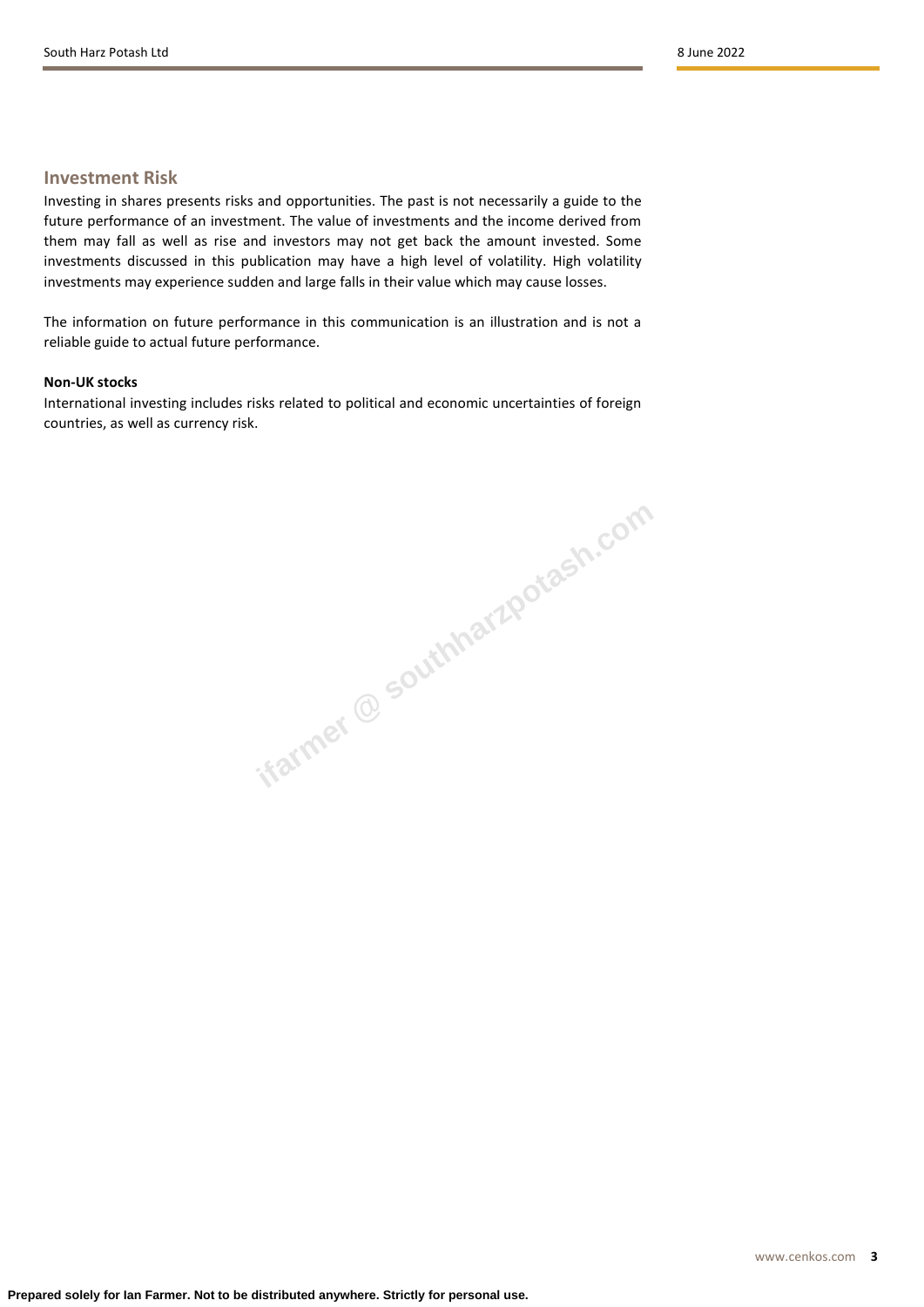## Investment Risk

Investing in shares presents risks and opportunities. The past is not necessarily a guide to the future performance of an investment. The value of investments and the income derived from them may fall as well as rise and investors may not get back the amount invested. Some investments discussed in this publication may have a high level of volatility. High volatility investments may experience sudden and large falls in their value which may cause losses.

The information on future performance in this communication is an illustration and is not a reliable guide to actual future performance.

**Non-UK stocks**

International investing includes risks related to political and economic uncertainties of foreign countries, as well as currency risk.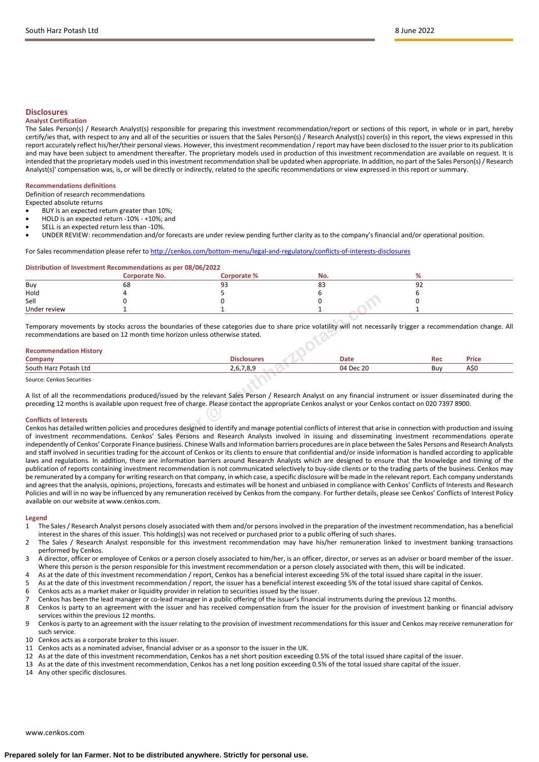## Disclosures

### Analyst Certification

The Sales Person(s) / Research Analyst(s) responsible for preparing this investment recommendation/report or sections of this report, in whole or in part, hereby certify/ies that, with respect to any and all of the securities or issuers that the Sales Person(s) / Research Analyst(s) cover(s) in this report, the views expressed in this report accurately reflect his/her/their personal views. However, this investment recommendation / report may have been disclosed to the issuer prior to its publication and may have been subject to amendment thereafter. The proprietary models used in production of this investment recommendation are available on request. It is intended that the proprietary models used in this investment recommendation shall be updated when appropriate. In addition, no part of the Sales Person(s) / Research Analyst(s)' compensation was, is, or will be directly or indirectly, related to the specific recommendations or view expressed in this report or summary.

### Recommendations definitions

Definition of research recommendations

Expected absolute returns

- BUY is an expected return greater than 10%;
- HOLD is an expected return -10% - +10%; and
- SELL is an expected return less than -10%.
- UNDER REVIEW: recommendation and/or forecasts are under review pending further clarity as to the company's financial and/or operational position.

For Sales recommendation please refer to http://cenkos.com/bottom-menu/legal-and-regulatory/conflicts-of-interests-disclosures

### Distribution of Investment Recommendations as per 08/06/2022

| | Corporate No. | Corporate % | No. | % |
|---|---|---|---|---|
| Buy | 68 | 93 | 83 | 92 |
| Hold | 4 | 5 | 6 | 6 |
| Sell | 0 | 0 | 0 | 0 |
| Under review | 1 | 1 | 1 | 1 |

Temporary movements by stocks across the boundaries of these categories due to share price volatility will not necessarily trigger a recommendation change. All recommendations are based on 12 month time horizon unless otherwise stated.

### Recommendation History

| Company | Disclosures | Date | Rec | Price |
|---|---|---|---|---|
| South Harz Potash Ltd | 2,6,7,8,9 | 04 Dec 20 | Buy | A$0 |

Source: Cenkos Securities

A list of all the recommendations produced/issued by the relevant Sales Person / Research Analyst on any financial instrument or issuer disseminated during the preceding 12 months is available upon request free of charge. Please contact the appropriate Cenkos analyst or your Cenkos contact on 020 7397 8900.

### Conflicts of Interests

Cenkos has detailed written policies and procedures designed to identify and manage potential conflicts of interest that arise in connection with production and issuing of investment recommendations. Cenkos' Sales Persons and Research Analysts involved in issuing and disseminating investment recommendations operate independently of Cenkos' Corporate Finance business. Chinese Walls and Information barriers procedures are in place between the Sales Persons and Research Analysts and staff involved in securities trading for the account of Cenkos or its clients to ensure that confidential and/or inside information is handled according to applicable laws and regulations. In addition, there are information barriers around Research Analysts which are designed to ensure that the knowledge and timing of the publication of reports containing investment recommendation is not communicated selectively to buy-side clients or to the trading parts of the business. Cenkos may be remunerated by a company for writing research on that company, in which case, a specific disclosure will be made in the relevant report. Each company understands and agrees that the analysis, opinions, projections, forecasts and estimates will be honest and unbiased in compliance with Cenkos' Conflicts of Interests and Research Policies and will in no way be influenced by any remuneration received by Cenkos from the company. For further details, please see Cenkos' Conflicts of Interest Policy available on our website at www.cenkos.com.

### Legend

1. The Sales / Research Analyst persons closely associated with them and/or persons involved in the preparation of the investment recommendation, has a beneficial interest in the shares of this issuer. This holding(s) was not received or purchased prior to a public offering of such shares.
2. The Sales / Research Analyst responsible for this investment recommendation may have his/her remuneration linked to investment banking transactions performed by Cenkos.
3. A director, officer or employee of Cenkos or a person closely associated to him/her, is an officer, director, or serves as an adviser or board member of the issuer. Where this person is the person responsible for this investment recommendation or a person closely associated with them, this will be indicated.
4. As at the date of this investment recommendation / report, Cenkos has a beneficial interest exceeding 5% of the total issued share capital in the issuer.
5. As at the date of this investment recommendation / report, the issuer has a beneficial interest exceeding 5% of the total issued share capital of Cenkos.
6. Cenkos acts as a market maker or liquidity provider in relation to securities issued by the issuer.
7. Cenkos has been the lead manager or co-lead manager in a public offering of the issuer's financial instruments during the previous 12 months.
8. Cenkos is party to an agreement with the issuer and has received compensation from the issuer for the provision of investment banking or financial advisory services within the previous 12 months.
9. Cenkos is party to an agreement with the issuer relating to the provision of investment recommendations for this issuer and Cenkos may receive remuneration for such service.
10. Cenkos acts as a corporate broker to this issuer.
11. Cenkos acts as a nominated adviser, financial adviser or as a sponsor to the issuer in the UK.
12. As at the date of this investment recommendation, Cenkos has a net short position exceeding 0.5% of the total issued share capital of the issuer.
13. As at the date of this investment recommendation, Cenkos has a net long position exceeding 0.5% of the total issued share capital of the issuer.
14. Any other specific disclosures.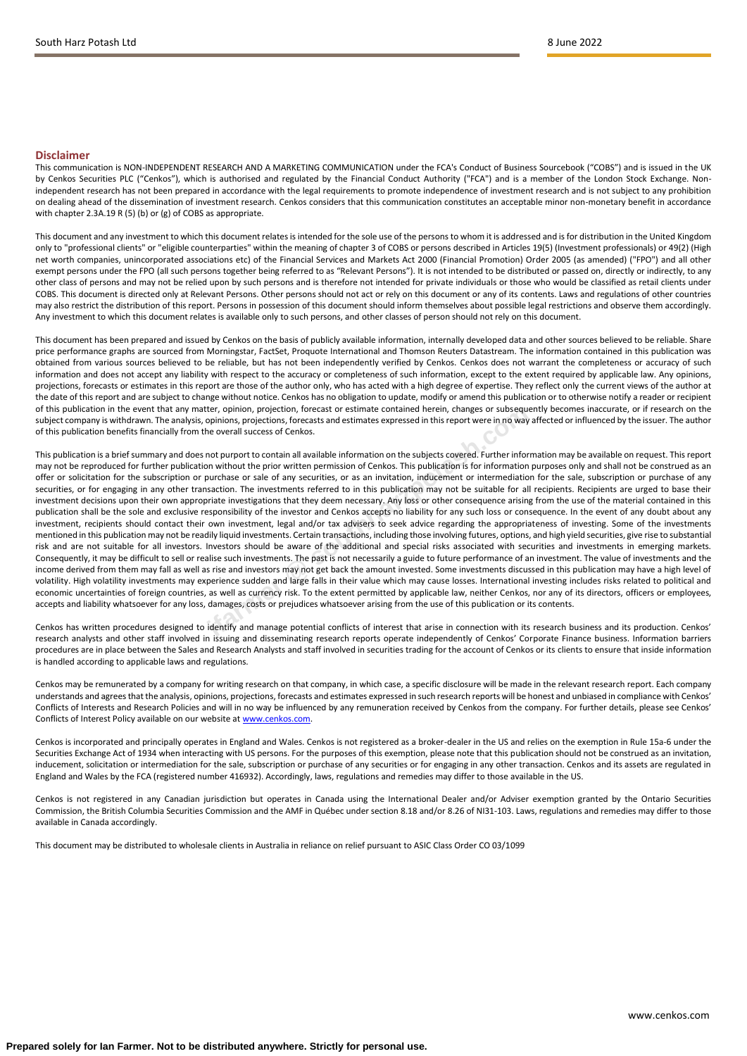## Disclaimer

This communication is NON-INDEPENDENT RESEARCH AND A MARKETING COMMUNICATION under the FCA's Conduct of Business Sourcebook ("COBS") and is issued in the UK by Cenkos Securities PLC ("Cenkos"), which is authorised and regulated by the Financial Conduct Authority ("FCA") and is a member of the London Stock Exchange. Non-independent research has not been prepared in accordance with the legal requirements to promote independence of investment research and is not subject to any prohibition on dealing ahead of the dissemination of investment research. Cenkos considers that this communication constitutes an acceptable minor non-monetary benefit in accordance with chapter 2.3A.19 R (5) (b) or (g) of COBS as appropriate.

This document and any investment to which this document relates is intended for the sole use of the persons to whom it is addressed and is for distribution in the United Kingdom only to "professional clients" or "eligible counterparties" within the meaning of chapter 3 of COBS or persons described in Articles 19(5) (Investment professionals) or 49(2) (High net worth companies, unincorporated associations etc) of the Financial Services and Markets Act 2000 (Financial Promotion) Order 2005 (as amended) ("FPO") and all other exempt persons under the FPO (all such persons together being referred to as "Relevant Persons"). It is not intended to be distributed or passed on, directly or indirectly, to any other class of persons and may not be relied upon by such persons and is therefore not intended for private individuals or those who would be classified as retail clients under COBS. This document is directed only at Relevant Persons. Other persons should not act or rely on this document or any of its contents. Laws and regulations of other countries may also restrict the distribution of this report. Persons in possession of this document should inform themselves about possible legal restrictions and observe them accordingly. Any investment to which this document relates is available only to such persons, and other classes of person should not rely on this document.

This document has been prepared and issued by Cenkos on the basis of publicly available information, internally developed data and other sources believed to be reliable. Share price performance graphs are sourced from Morningstar, FactSet, Proquote International and Thomson Reuters Datastream. The information contained in this publication was obtained from various sources believed to be reliable, but has not been independently verified by Cenkos. Cenkos does not warrant the completeness or accuracy of such information and does not accept any liability with respect to the accuracy or completeness of such information, except to the extent required by applicable law. Any opinions, projections, forecasts or estimates in this report are those of the author only, who has acted with a high degree of expertise. They reflect only the current views of the author at the date of this report and are subject to change without notice. Cenkos has no obligation to update, modify or amend this publication or to otherwise notify a reader or recipient of this publication in the event that any matter, opinion, projection, forecast or estimate contained herein, changes or subsequently becomes inaccurate, or if research on the subject company is withdrawn. The analysis, opinions, projections, forecasts and estimates expressed in this report were in no way affected or influenced by the issuer. The author of this publication benefits financially from the overall success of Cenkos.

This publication is a brief summary and does not purport to contain all available information on the subjects covered. Further information may be available on request. This report may not be reproduced for further publication without the prior written permission of Cenkos. This publication is for information purposes only and shall not be construed as an offer or solicitation for the subscription or purchase or sale of any securities, or as an invitation, inducement or intermediation for the sale, subscription or purchase of any securities, or for engaging in any other transaction. The investments referred to in this publication may not be suitable for all recipients. Recipients are urged to base their investment decisions upon their own appropriate investigations that they deem necessary. Any loss or other consequence arising from the use of the material contained in this publication shall be the sole and exclusive responsibility of the investor and Cenkos accepts no liability for any such loss or consequence. In the event of any doubt about any investment, recipients should contact their own investment, legal and/or tax advisers to seek advice regarding the appropriateness of investing. Some of the investments mentioned in this publication may not be readily liquid investments. Certain transactions, including those involving futures, options, and high yield securities, give rise to substantial risk and are not suitable for all investors. Investors should be aware of the additional and special risks associated with securities and investments in emerging markets. Consequently, it may be difficult to sell or realise such investments. The past is not necessarily a guide to future performance of an investment. The value of investments and the income derived from them may fall as well as rise and investors may not get back the amount invested. Some investments discussed in this publication may have a high level of volatility. High volatility investments may experience sudden and large falls in their value which may cause losses. International investing includes risks related to political and economic uncertainties of foreign countries, as well as currency risk. To the extent permitted by applicable law, neither Cenkos, nor any of its directors, officers or employees, accepts and liability whatsoever for any loss, damages, costs or prejudices whatsoever arising from the use of this publication or its contents.

Cenkos has written procedures designed to identify and manage potential conflicts of interest that arise in connection with its research business and its production. Cenkos' research analysts and other staff involved in issuing and disseminating research reports operate independently of Cenkos' Corporate Finance business. Information barriers procedures are in place between the Sales and Research Analysts and staff involved in securities trading for the account of Cenkos or its clients to ensure that inside information is handled according to applicable laws and regulations.

Cenkos may be remunerated by a company for writing research on that company, in which case, a specific disclosure will be made in the relevant research report. Each company understands and agrees that the analysis, opinions, projections, forecasts and estimates expressed in such research reports will be honest and unbiased in compliance with Cenkos' Conflicts of Interests and Research Policies and will in no way be influenced by any remuneration received by Cenkos from the company. For further details, please see Cenkos' Conflicts of Interest Policy available on our website at www.cenkos.com.

Cenkos is incorporated and principally operates in England and Wales. Cenkos is not registered as a broker-dealer in the US and relies on the exemption in Rule 15a-6 under the Securities Exchange Act of 1934 when interacting with US persons. For the purposes of this exemption, please note that this publication should not be construed as an invitation, inducement, solicitation or intermediation for the sale, subscription or purchase of any securities or for engaging in any other transaction. Cenkos and its assets are regulated in England and Wales by the FCA (registered number 416932). Accordingly, laws, regulations and remedies may differ to those available in the US.

Cenkos is not registered in any Canadian jurisdiction but operates in Canada using the International Dealer and/or Adviser exemption granted by the Ontario Securities Commission, the British Columbia Securities Commission and the AMF in Québec under section 8.18 and/or 8.26 of NI31-103. Laws, regulations and remedies may differ to those available in Canada accordingly.

This document may be distributed to wholesale clients in Australia in reliance on relief pursuant to ASIC Class Order CO 03/1099